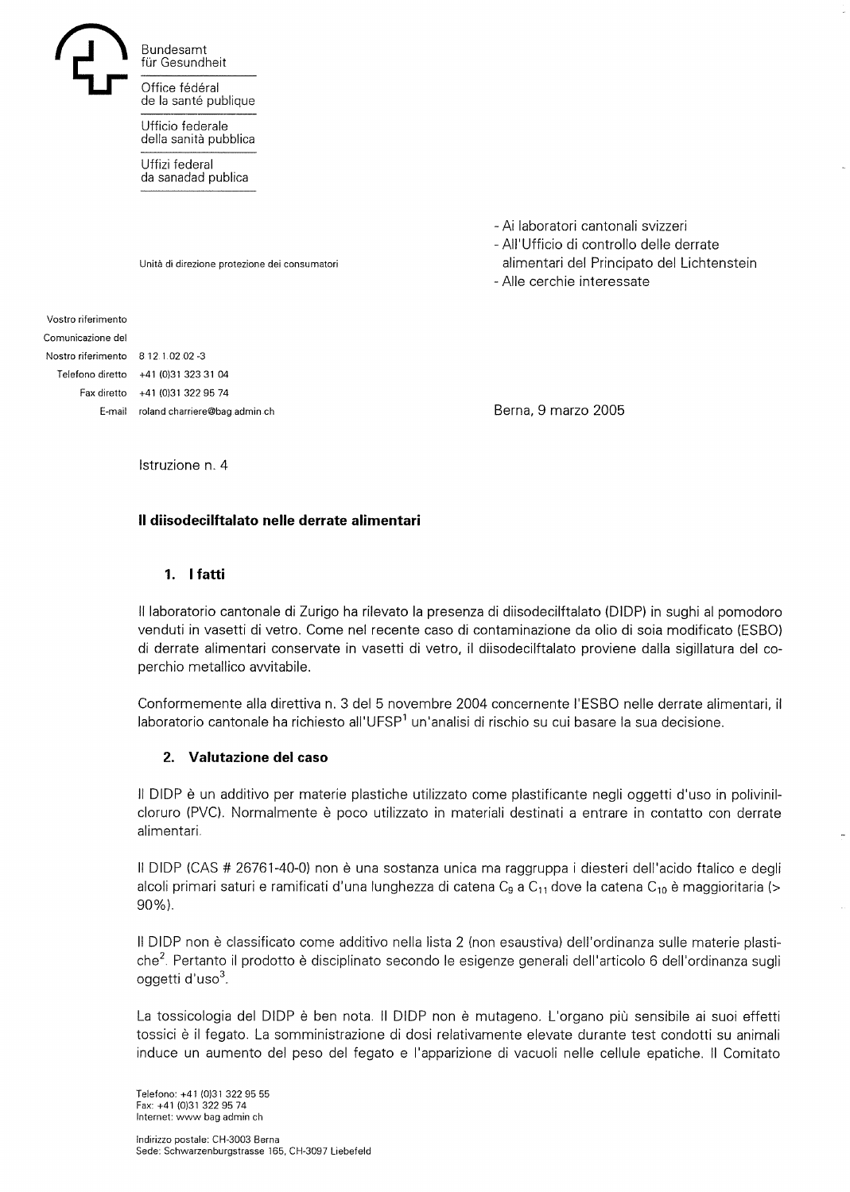Bundesamt für Gesundheit

Office fédéral de la santé publique

Ufficio federale della sanità pubblica

Uffizi federal da sanadad publica

Unità di direzione protezione dei consumatori

- Ai laboratori cantonali svizzeri
- All'Ufficio di controllo delle derrate alimentari del Principato del Lichtenstein
- Alle cerchie interessate

Vostro riferimento
Comunicazione del
Nostro riferimento 8 12 1.02 02 -3
Telefono diretto +41 (0)31 323 31 04
Fax diretto +41 (0)31 322 95 74
E-mail roland charriere@bag admin ch

Berna, 9 marzo 2005

Istruzione n. 4

**Il diisodecilftalato nelle derrate alimentari**

## 1. I fatti

Il laboratorio cantonale di Zurigo ha rilevato la presenza di diisodecilftalato (DIDP) in sughi al pomodoro venduti in vasetti di vetro. Come nel recente caso di contaminazione da olio di soia modificato (ESBO) di derrate alimentari conservate in vasetti di vetro, il diisodecilftalato proviene dalla sigillatura del coperchio metallico avvitabile.

Conformemente alla direttiva n. 3 del 5 novembre 2004 concernente l'ESBO nelle derrate alimentari, il laboratorio cantonale ha richiesto all'UFSP[1] un'analisi di rischio su cui basare la sua decisione.

## 2. Valutazione del caso

Il DIDP è un additivo per materie plastiche utilizzato come plastificante negli oggetti d'uso in polivinilcloruro (PVC). Normalmente è poco utilizzato in materiali destinati a entrare in contatto con derrate alimentari.

Il DIDP (CAS # 26761-40-0) non è una sostanza unica ma raggruppa i diesteri dell'acido ftalico e degli alcoli primari saturi e ramificati d'una lunghezza di catena $C_9$ a $C_{11}$ dove la catena $C_{10}$ è maggioritaria (> 90%).

Il DIDP non è classificato come additivo nella lista 2 (non esaustiva) dell'ordinanza sulle materie plastiche[2]. Pertanto il prodotto è disciplinato secondo le esigenze generali dell'articolo 6 dell'ordinanza sugli oggetti d'uso[3].

La tossicologia del DIDP è ben nota. Il DIDP non è mutageno. L'organo più sensibile ai suoi effetti tossici è il fegato. La somministrazione di dosi relativamente elevate durante test condotti su animali induce un aumento del peso del fegato e l'apparizione di vacuoli nelle cellule epatiche. Il Comitato

Telefono: +41 (0)31 322 95 55
Fax: +41 (0)31 322 95 74
Internet: www bag admin ch

Indirizzo postale: CH-3003 Berna
Sede: Schwarzenburgstrasse 165, CH-3097 Liebefeld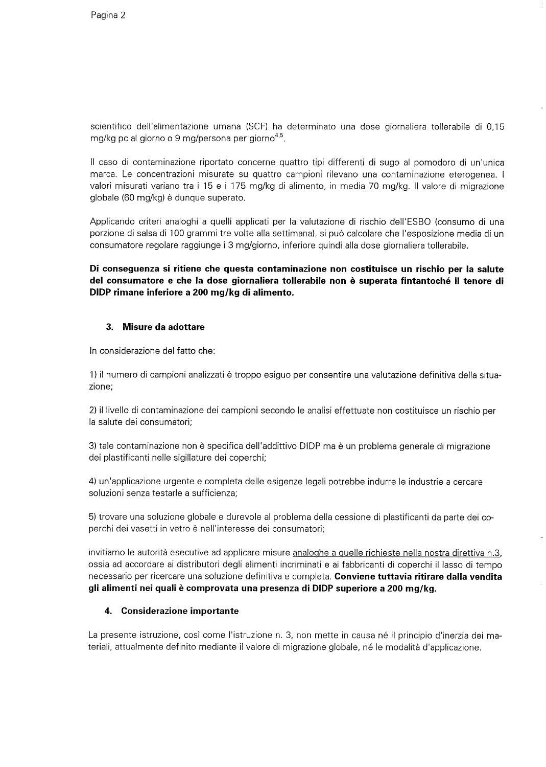scientifico dell'alimentazione umana (SCF) ha determinato una dose giornaliera tollerabile di 0,15 mg/kg pc al giorno o 9 mg/persona per giorno[4,5].

Il caso di contaminazione riportato concerne quattro tipi differenti di sugo al pomodoro di un'unica marca. Le concentrazioni misurate su quattro campioni rilevano una contaminazione eterogenea. I valori misurati variano tra i 15 e i 175 mg/kg di alimento, in media 70 mg/kg. Il valore di migrazione globale (60 mg/kg) è dunque superato.

Applicando criteri analoghi a quelli applicati per la valutazione di rischio dell'ESBO (consumo di una porzione di salsa di 100 grammi tre volte alla settimana), si può calcolare che l'esposizione media di un consumatore regolare raggiunge i 3 mg/giorno, inferiore quindi alla dose giornaliera tollerabile.

**Di conseguenza si ritiene che questa contaminazione non costituisce un rischio per la salute del consumatore e che la dose giornaliera tollerabile non è superata fintantoché il tenore di DIDP rimane inferiore a 200 mg/kg di alimento.**

## 3. Misure da adottare

In considerazione del fatto che:

1) il numero di campioni analizzati è troppo esiguo per consentire una valutazione definitiva della situazione;

2) il livello di contaminazione dei campioni secondo le analisi effettuate non costituisce un rischio per la salute dei consumatori;

3) tale contaminazione non è specifica dell'additivo DIDP ma è un problema generale di migrazione dei plastificanti nelle sigillature dei coperchi;

4) un'applicazione urgente e completa delle esigenze legali potrebbe indurre le industrie a cercare soluzioni senza testarle a sufficienza;

5) trovare una soluzione globale e durevole al problema della cessione di plastificanti da parte dei coperchi dei vasetti in vetro è nell'interesse dei consumatori;

invitiamo le autorità esecutive ad applicare misure analoghe a quelle richieste nella nostra direttiva n.3, ossia ad accordare ai distributori degli alimenti incriminati e ai fabbricanti di coperchi il lasso di tempo necessario per ricercare una soluzione definitiva e completa. **Conviene tuttavia ritirare dalla vendita gli alimenti nei quali è comprovata una presenza di DIDP superiore a 200 mg/kg.**

## 4. Considerazione importante

La presente istruzione, così come l'istruzione n. 3, non mette in causa né il principio d'inerzia dei materiali, attualmente definito mediante il valore di migrazione globale, né le modalità d'applicazione.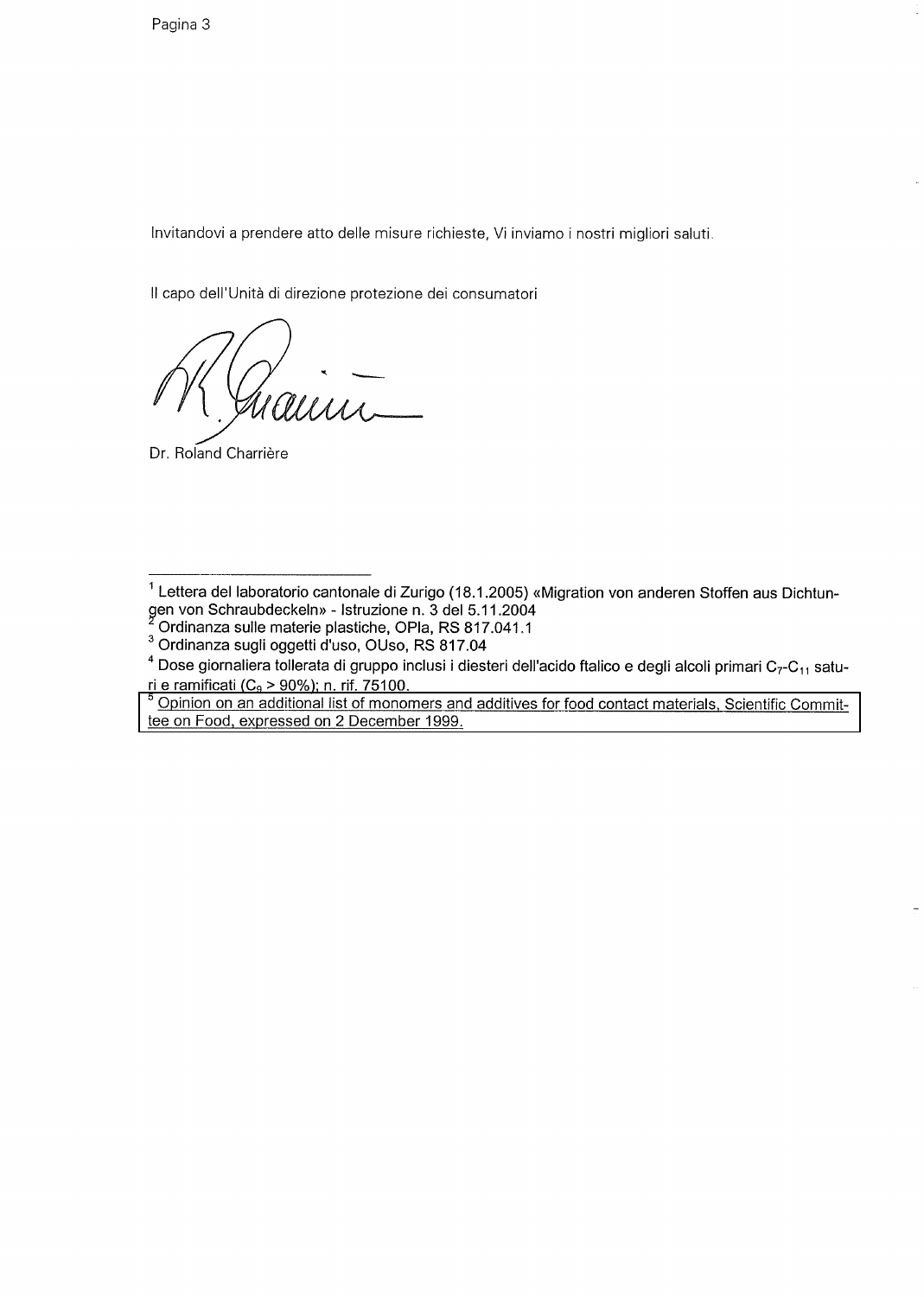Invitandovi a prendere atto delle misure richieste, Vi inviamo i nostri migliori saluti.

Il capo dell'Unità di direzione protezione dei consumatori

Dr. Roland Charrière

---

[1] Lettera del laboratorio cantonale di Zurigo (18.1.2005) «Migration von anderen Stoffen aus Dichtungen von Schraubdeckeln» - Istruzione n. 3 del 5.11.2004

[2] Ordinanza sulle materie plastiche, OPla, RS 817.041.1

[3] Ordinanza sugli oggetti d'uso, OUso, RS 817.04

[4] Dose giornaliera tollerata di gruppo inclusi i diesteri dell'acido ftalico e degli alcoli primari $C_7$-$C_{11}$ saturi e ramificati ($C_9$ > 90%); n. rif. 75100.

[5] Opinion on an additional list of monomers and additives for food contact materials, Scientific Committee on Food, expressed on 2 December 1999.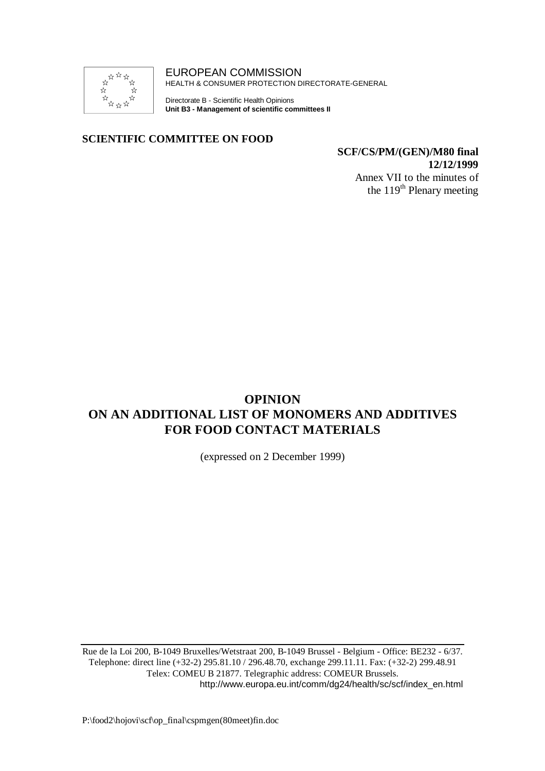EUROPEAN COMMISSION
HEALTH & CONSUMER PROTECTION DIRECTORATE-GENERAL

Directorate B - Scientific Health Opinions
**Unit B3 - Management of scientific committees II**

**SCIENTIFIC COMMITTEE ON FOOD**

**SCF/CS/PM/(GEN)/M80 final**
**12/12/1999**
Annex VII to the minutes of
the 119th Plenary meeting

# OPINION
# ON AN ADDITIONAL LIST OF MONOMERS AND ADDITIVES FOR FOOD CONTACT MATERIALS

(expressed on 2 December 1999)

Rue de la Loi 200, B-1049 Bruxelles/Wetstraat 200, B-1049 Brussel - Belgium - Office: BE232 - 6/37.
Telephone: direct line (+32-2) 295.81.10 / 296.48.70, exchange 299.11.11. Fax: (+32-2) 299.48.91
Telex: COMEU B 21877. Telegraphic address: COMEUR Brussels.
http://www.europa.eu.int/comm/dg24/health/sc/scf/index_en.html

P:\food2\hojovi\scf\op_final\cspmgen(80meet)fin.doc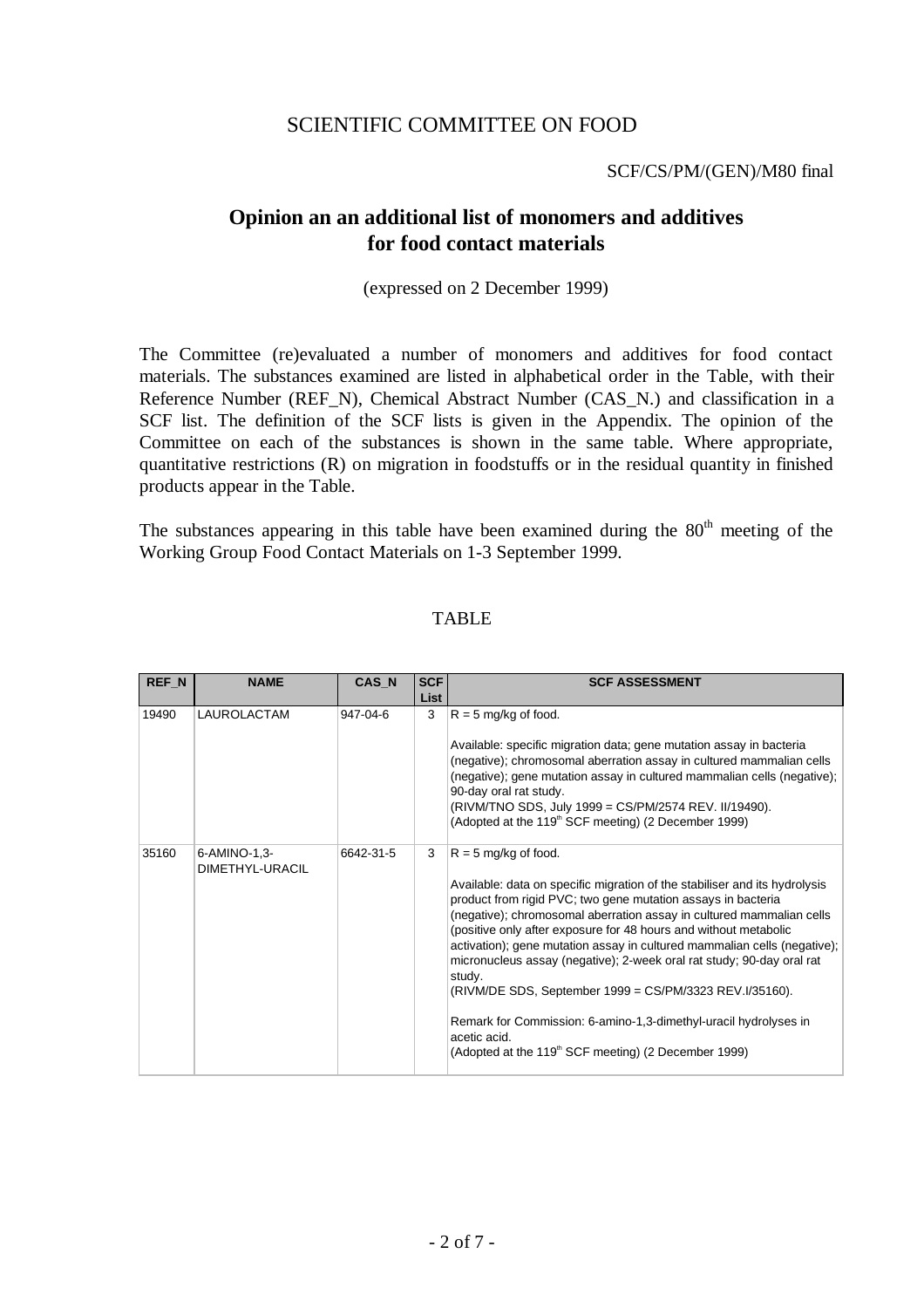SCIENTIFIC COMMITTEE ON FOOD

SCF/CS/PM/(GEN)/M80 final

## Opinion an an additional list of monomers and additives for food contact materials

(expressed on 2 December 1999)

The Committee (re)evaluated a number of monomers and additives for food contact materials. The substances examined are listed in alphabetical order in the Table, with their Reference Number (REF_N), Chemical Abstract Number (CAS_N.) and classification in a SCF list. The definition of the SCF lists is given in the Appendix. The opinion of the Committee on each of the substances is shown in the same table. Where appropriate, quantitative restrictions (R) on migration in foodstuffs or in the residual quantity in finished products appear in the Table.

The substances appearing in this table have been examined during the 80[th] meeting of the Working Group Food Contact Materials on 1-3 September 1999.

TABLE

| REF_N | NAME | CAS_N | SCF List | SCF ASSESSMENT |
|---|---|---|---|---|
| 19490 | LAUROLACTAM | 947-04-6 | 3 | R = 5 mg/kg of food.<br><br>Available: specific migration data; gene mutation assay in bacteria (negative); chromosomal aberration assay in cultured mammalian cells (negative); gene mutation assay in cultured mammalian cells (negative); 90-day oral rat study.<br>(RIVM/TNO SDS, July 1999 = CS/PM/2574 REV. II/19490).<br>(Adopted at the 119[th] SCF meeting) (2 December 1999) |
| 35160 | 6-AMINO-1,3-DIMETHYL-URACIL | 6642-31-5 | 3 | R = 5 mg/kg of food.<br><br>Available: data on specific migration of the stabiliser and its hydrolysis product from rigid PVC; two gene mutation assays in bacteria (negative); chromosomal aberration assay in cultured mammalian cells (positive only after exposure for 48 hours and without metabolic activation); gene mutation assay in cultured mammalian cells (negative); micronucleus assay (negative); 2-week oral rat study; 90-day oral rat study.<br>(RIVM/DE SDS, September 1999 = CS/PM/3323 REV.I/35160).<br><br>Remark for Commission: 6-amino-1,3-dimethyl-uracil hydrolyses in acetic acid.<br>(Adopted at the 119[th] SCF meeting) (2 December 1999) |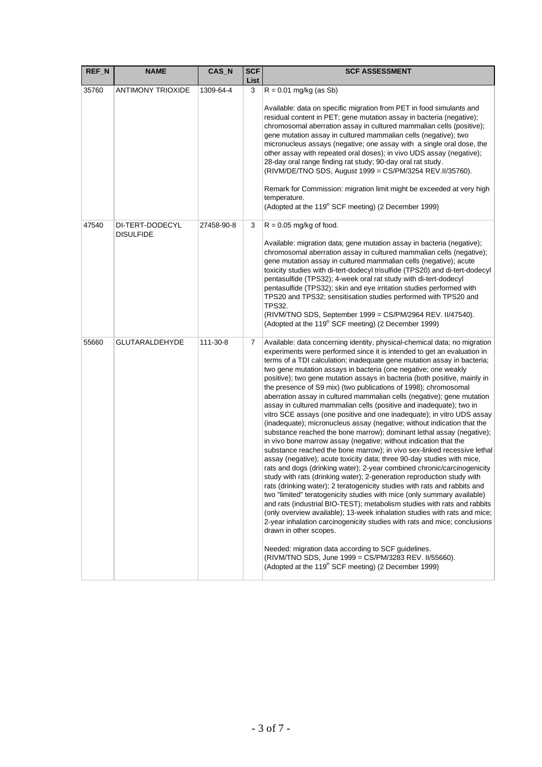| REF_N | NAME | CAS_N | SCF List | SCF ASSESSMENT |
|---|---|---|---|---|
| 35760 | ANTIMONY TRIOXIDE | 1309-64-4 | 3 | R = 0.01 mg/kg (as Sb)<br><br>Available: data on specific migration from PET in food simulants and residual content in PET; gene mutation assay in bacteria (negative); chromosomal aberration assay in cultured mammalian cells (positive); gene mutation assay in cultured mammalian cells (negative); two micronucleus assays (negative; one assay with a single oral dose, the other assay with repeated oral doses); in vivo UDS assay (negative); 28-day oral range finding rat study; 90-day oral rat study. (RIVM/DE/TNO SDS, August 1999 = CS/PM/3254 REV.II/35760).<br><br>Remark for Commission: migration limit might be exceeded at very high temperature.<br>(Adopted at the 119[th] SCF meeting) (2 December 1999) |
| 47540 | DI-TERT-DODECYL DISULFIDE | 27458-90-8 | 3 | R = 0.05 mg/kg of food.<br><br>Available: migration data; gene mutation assay in bacteria (negative); chromosomal aberration assay in cultured mammalian cells (negative); gene mutation assay in cultured mammalian cells (negative); acute toxicity studies with di-tert-dodecyl trisulfide (TPS20) and di-tert-dodecyl pentasulfide (TPS32); 4-week oral rat study with di-tert-dodecyl pentasulfide (TPS32); skin and eye irritation studies performed with TPS20 and TPS32; sensitisation studies performed with TPS20 and TPS32.<br>(RIVM/TNO SDS, September 1999 = CS/PM/2964 REV. II/47540).<br>(Adopted at the 119[th] SCF meeting) (2 December 1999) |
| 55660 | GLUTARALDEHYDE | 111-30-8 | 7 | Available: data concerning identity, physical-chemical data; no migration experiments were performed since it is intended to get an evaluation in terms of a TDI calculation; inadequate gene mutation assay in bacteria; two gene mutation assays in bacteria (one negative; one weakly positive); two gene mutation assays in bacteria (both positive, mainly in the presence of S9 mix) (two publications of 1998); chromosomal aberration assay in cultured mammalian cells (negative); gene mutation assay in cultured mammalian cells (positive and inadequate); two in vitro SCE assays (one positive and one inadequate); in vitro UDS assay (inadequate); micronucleus assay (negative; without indication that the substance reached the bone marrow); dominant lethal assay (negative); in vivo bone marrow assay (negative; without indication that the substance reached the bone marrow); in vivo sex-linked recessive lethal assay (negative); acute toxicity data; three 90-day studies with mice, rats and dogs (drinking water); 2-year combined chronic/carcinogenicity study with rats (drinking water); 2-generation reproduction study with rats (drinking water); 2 teratogenicity studies with rats and rabbits and two "limited" teratogenicity studies with mice (only summary available) and rats (industrial BIO-TEST); metabolism studies with rats and rabbits (only overview available); 13-week inhalation studies with rats and mice; 2-year inhalation carcinogenicity studies with rats and mice; conclusions drawn in other scopes.<br><br>Needed: migration data according to SCF guidelines.<br>(RIVM/TNO SDS, June 1999 = CS/PM/3283 REV. II/55660).<br>(Adopted at the 119[th] SCF meeting) (2 December 1999) |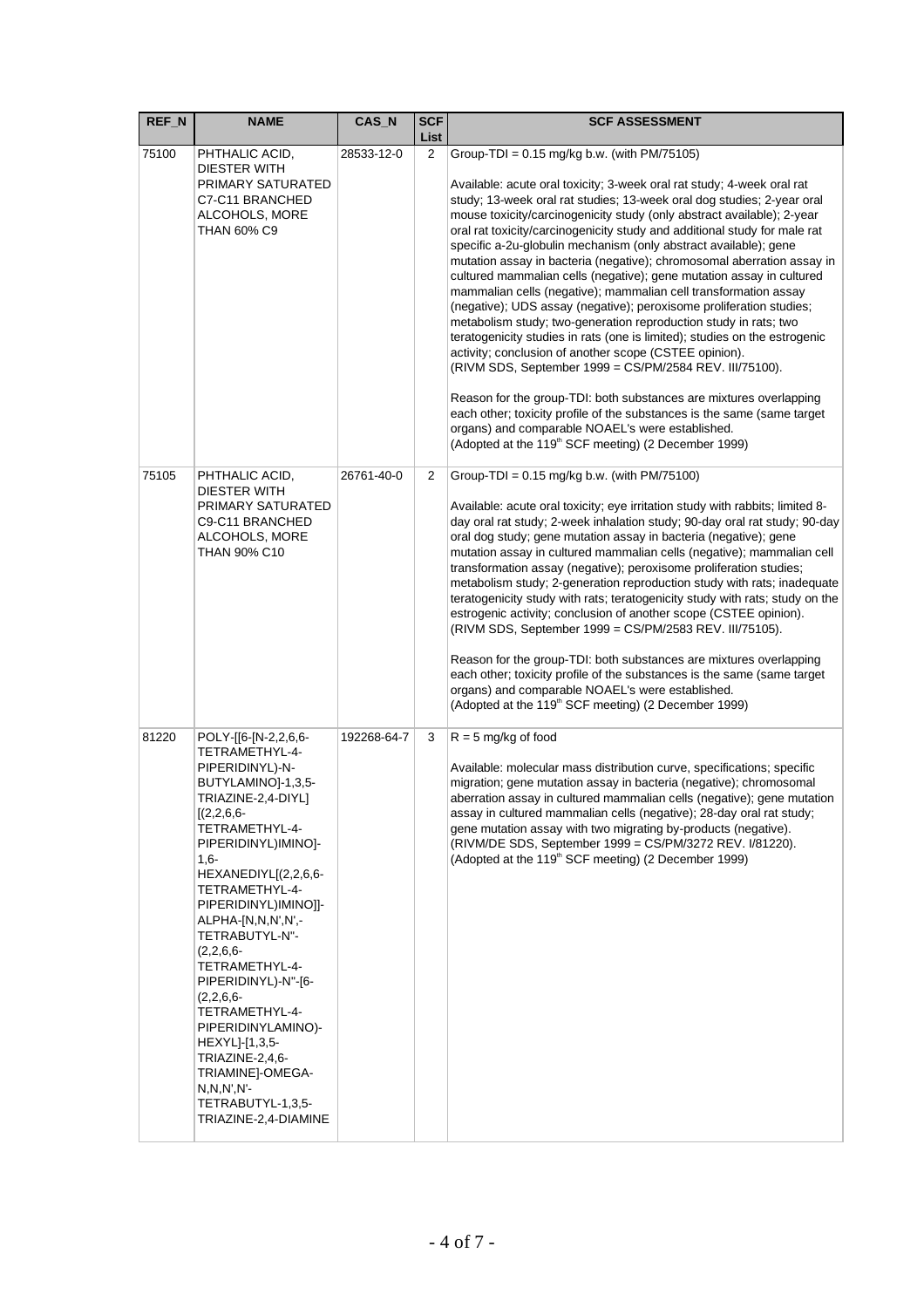| REF_N | NAME | CAS_N | SCF List | SCF ASSESSMENT |
|---|---|---|---|---|
| 75100 | PHTHALIC ACID, DIESTER WITH PRIMARY SATURATED C7-C11 BRANCHED ALCOHOLS, MORE THAN 60% C9 | 28533-12-0 | 2 | Group-TDI = 0.15 mg/kg b.w. (with PM/75105)<br><br>Available: acute oral toxicity; 3-week oral rat study; 4-week oral rat study; 13-week oral rat studies; 13-week oral dog studies; 2-year oral mouse toxicity/carcinogenicity study (only abstract available); 2-year oral rat toxicity/carcinogenicity study and additional study for male rat specific a-2u-globulin mechanism (only abstract available); gene mutation assay in bacteria (negative); chromosomal aberration assay in cultured mammalian cells (negative); gene mutation assay in cultured mammalian cells (negative); mammalian cell transformation assay (negative); UDS assay (negative); peroxisome proliferation studies; metabolism study; two-generation reproduction study in rats; two teratogenicity studies in rats (one is limited); studies on the estrogenic activity; conclusion of another scope (CSTEE opinion).<br>(RIVM SDS, September 1999 = CS/PM/2584 REV. III/75100).<br><br>Reason for the group-TDI: both substances are mixtures overlapping each other; toxicity profile of the substances is the same (same target organs) and comparable NOAEL's were established.<br>(Adopted at the 119th SCF meeting) (2 December 1999) |
| 75105 | PHTHALIC ACID, DIESTER WITH PRIMARY SATURATED C9-C11 BRANCHED ALCOHOLS, MORE THAN 90% C10 | 26761-40-0 | 2 | Group-TDI = 0.15 mg/kg b.w. (with PM/75100)<br><br>Available: acute oral toxicity; eye irritation study with rabbits; limited 8-day oral rat study; 2-week inhalation study; 90-day oral rat study; 90-day oral dog study; gene mutation assay in bacteria (negative); gene mutation assay in cultured mammalian cells (negative); mammalian cell transformation assay (negative); peroxisome proliferation studies; metabolism study; 2-generation reproduction study with rats; inadequate teratogenicity study with rats; teratogenicity study with rats; study on the estrogenic activity; conclusion of another scope (CSTEE opinion).<br>(RIVM SDS, September 1999 = CS/PM/2583 REV. III/75105).<br><br>Reason for the group-TDI: both substances are mixtures overlapping each other; toxicity profile of the substances is the same (same target organs) and comparable NOAEL's were established.<br>(Adopted at the 119th SCF meeting) (2 December 1999) |
| 81220 | POLY-[[6-[N-2,2,6,6-TETRAMETHYL-4-PIPERIDINYL)-N-BUTYLAMINO]-1,3,5-TRIAZINE-2,4-DIYL][(2,2,6,6-TETRAMETHYL-4-PIPERIDINYL)IMINO]-1,6-HEXANEDIYL[(2,2,6,6-TETRAMETHYL-4-PIPERIDINYL)IMINO]]-ALPHA-[N,N,N',N',-TETRABUTYL-N"-(2,2,6,6-TETRAMETHYL-4-PIPERIDINYL)-N"-[6-(2,2,6,6-TETRAMETHYL-4-PIPERIDINYLAMINO)-HEXYL]-[1,3,5-TRIAZINE-2,4,6-TRIAMINE]-OMEGA-N,N,N',N'-TETRABUTYL-1,3,5-TRIAZINE-2,4-DIAMINE | 192268-64-7 | 3 | R = 5 mg/kg of food<br><br>Available: molecular mass distribution curve, specifications; specific migration; gene mutation assay in bacteria (negative); chromosomal aberration assay in cultured mammalian cells (negative); gene mutation assay in cultured mammalian cells (negative); 28-day oral rat study; gene mutation assay with two migrating by-products (negative).<br>(RIVM/DE SDS, September 1999 = CS/PM/3272 REV. I/81220).<br>(Adopted at the 119th SCF meeting) (2 December 1999) |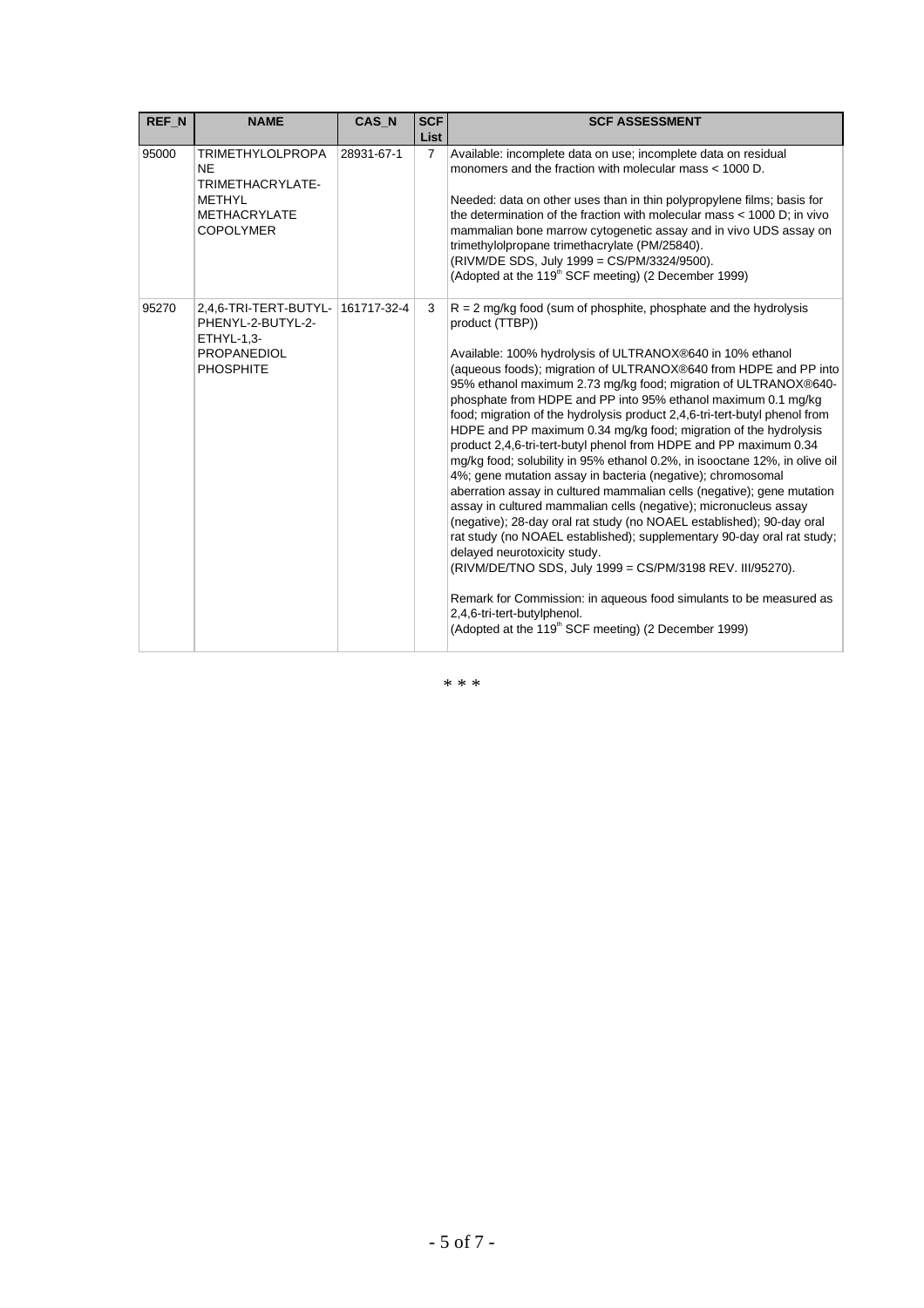| REF_N | NAME | CAS_N | SCF List | SCF ASSESSMENT |
|---|---|---|---|---|
| 95000 | TRIMETHYLOLPROPANE TRIMETHACRYLATE-METHYL METHACRYLATE COPOLYMER | 28931-67-1 | 7 | Available: incomplete data on use; incomplete data on residual monomers and the fraction with molecular mass < 1000 D.<br><br>Needed: data on other uses than in thin polypropylene films; basis for the determination of the fraction with molecular mass < 1000 D; in vivo mammalian bone marrow cytogenetic assay and in vivo UDS assay on trimethylolpropane trimethacrylate (PM/25840).<br>(RIVM/DE SDS, July 1999 = CS/PM/3324/9500).<br>(Adopted at the 119th SCF meeting) (2 December 1999) |
| 95270 | 2,4,6-TRI-TERT-BUTYL-PHENYL-2-BUTYL-2-ETHYL-1,3-PROPANEDIOL PHOSPHITE | 161717-32-4 | 3 | R = 2 mg/kg food (sum of phosphite, phosphate and the hydrolysis product (TTBP))<br><br>Available: 100% hydrolysis of ULTRANOX®640 in 10% ethanol (aqueous foods); migration of ULTRANOX®640 from HDPE and PP into 95% ethanol maximum 2.73 mg/kg food; migration of ULTRANOX®640-phosphate from HDPE and PP into 95% ethanol maximum 0.1 mg/kg food; migration of the hydrolysis product 2,4,6-tri-tert-butyl phenol from HDPE and PP maximum 0.34 mg/kg food; migration of the hydrolysis product 2,4,6-tri-tert-butyl phenol from HDPE and PP maximum 0.34 mg/kg food; solubility in 95% ethanol 0.2%, in isooctane 12%, in olive oil 4%; gene mutation assay in bacteria (negative); chromosomal aberration assay in cultured mammalian cells (negative); gene mutation assay in cultured mammalian cells (negative); micronucleus assay (negative); 28-day oral rat study (no NOAEL established); 90-day oral rat study (no NOAEL established); supplementary 90-day oral rat study; delayed neurotoxicity study.<br>(RIVM/DE/TNO SDS, July 1999 = CS/PM/3198 REV. III/95270).<br><br>Remark for Commission: in aqueous food simulants to be measured as 2,4,6-tri-tert-butylphenol.<br>(Adopted at the 119th SCF meeting) (2 December 1999) |

\* \* \*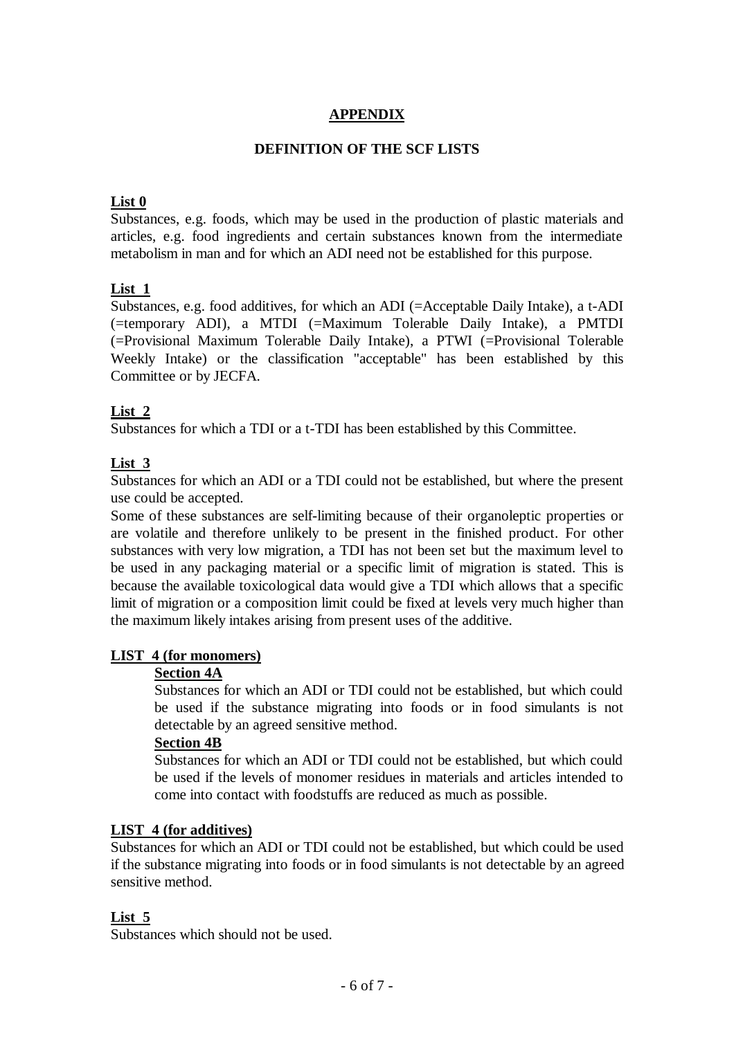# APPENDIX

## DEFINITION OF THE SCF LISTS

**List 0**

Substances, e.g. foods, which may be used in the production of plastic materials and articles, e.g. food ingredients and certain substances known from the intermediate metabolism in man and for which an ADI need not be established for this purpose.

**List 1**

Substances, e.g. food additives, for which an ADI (=Acceptable Daily Intake), a t-ADI (=temporary ADI), a MTDI (=Maximum Tolerable Daily Intake), a PMTDI (=Provisional Maximum Tolerable Daily Intake), a PTWI (=Provisional Tolerable Weekly Intake) or the classification "acceptable" has been established by this Committee or by JECFA.

**List 2**

Substances for which a TDI or a t-TDI has been established by this Committee.

**List 3**

Substances for which an ADI or a TDI could not be established, but where the present use could be accepted.

Some of these substances are self-limiting because of their organoleptic properties or are volatile and therefore unlikely to be present in the finished product. For other substances with very low migration, a TDI has not been set but the maximum level to be used in any packaging material or a specific limit of migration is stated. This is because the available toxicological data would give a TDI which allows that a specific limit of migration or a composition limit could be fixed at levels very much higher than the maximum likely intakes arising from present uses of the additive.

**LIST 4 (for monomers)**

**Section 4A**

Substances for which an ADI or TDI could not be established, but which could be used if the substance migrating into foods or in food simulants is not detectable by an agreed sensitive method.

**Section 4B**

Substances for which an ADI or TDI could not be established, but which could be used if the levels of monomer residues in materials and articles intended to come into contact with foodstuffs are reduced as much as possible.

**LIST 4 (for additives)**

Substances for which an ADI or TDI could not be established, but which could be used if the substance migrating into foods or in food simulants is not detectable by an agreed sensitive method.

**List 5**

Substances which should not be used.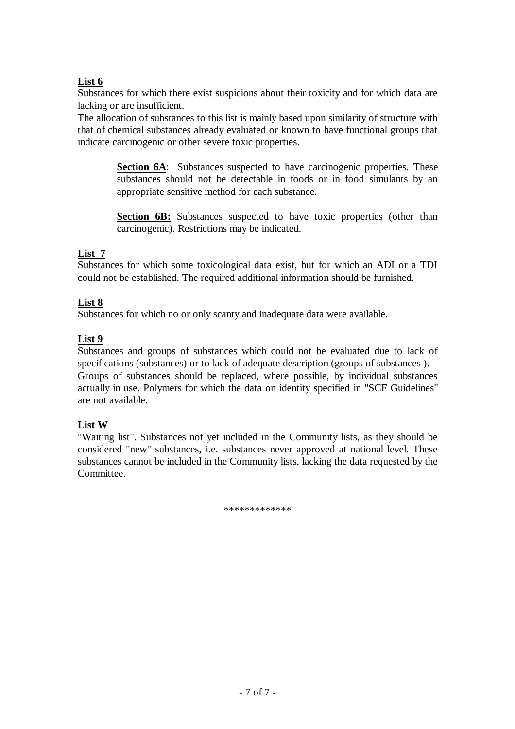**List 6**

Substances for which there exist suspicions about their toxicity and for which data are lacking or are insufficient.

The allocation of substances to this list is mainly based upon similarity of structure with that of chemical substances already evaluated or known to have functional groups that indicate carcinogenic or other severe toxic properties.

> **Section 6A**: Substances suspected to have carcinogenic properties. These substances should not be detectable in foods or in food simulants by an appropriate sensitive method for each substance.

> **Section 6B:** Substances suspected to have toxic properties (other than carcinogenic). Restrictions may be indicated.

**List 7**

Substances for which some toxicological data exist, but for which an ADI or a TDI could not be established. The required additional information should be furnished.

**List 8**

Substances for which no or only scanty and inadequate data were available.

**List 9**

Substances and groups of substances which could not be evaluated due to lack of specifications (substances) or to lack of adequate description (groups of substances ).
Groups of substances should be replaced, where possible, by individual substances actually in use. Polymers for which the data on identity specified in "SCF Guidelines" are not available.

**List W**

"Waiting list". Substances not yet included in the Community lists, as they should be considered "new" substances, i.e. substances never approved at national level. These substances cannot be included in the Community lists, lacking the data requested by the Committee.

*************